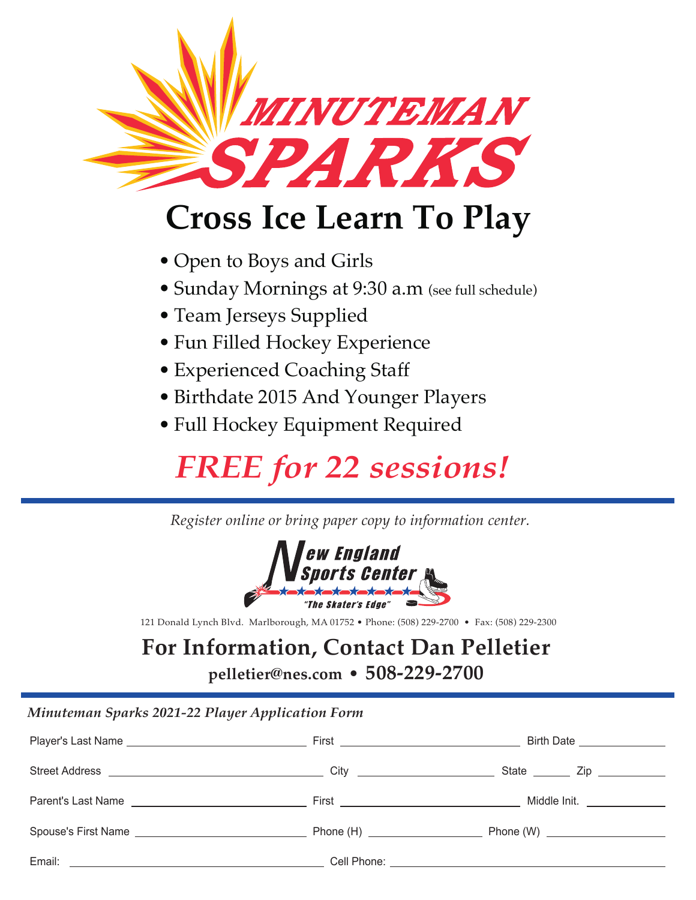# MINUTEMAN SPARKS

# Cross Ice Learn To Play

- Open to Boys and Girls
- Sunday Mornings at 9:30 a.m (see full schedule)
- Team Jerseys Supplied
- Fun Filled Hockey Experience
- Experienced Coaching Staff
- Birthdate 2015 And Younger Players
- Full Hockey Equipment Required

## *FREE for 22 sessions!*

---

*Register online or bring paper copy to information center.*

**New England Sports Center**
"The Skater's Edge"

121 Donald Lynch Blvd. Marlborough, MA 01752 • Phone: (508) 229-2700 • Fax: (508) 229-2300

## For Information, Contact Dan Pelletier

**pelletier@nes.com • 508-229-2700**

---

***Minuteman Sparks 2021-22 Player Application Form***

Player's Last Name ______________________ First ______________________ Birth Date ____________

Street Address ______________________ City ______________ State ______ Zip __________

Parent's Last Name ______________________ First ______________________ Middle Init. ____________

Spouse's First Name ______________________ Phone (H) ______________ Phone (W) ______________

Email: ______________________ Cell Phone: ______________________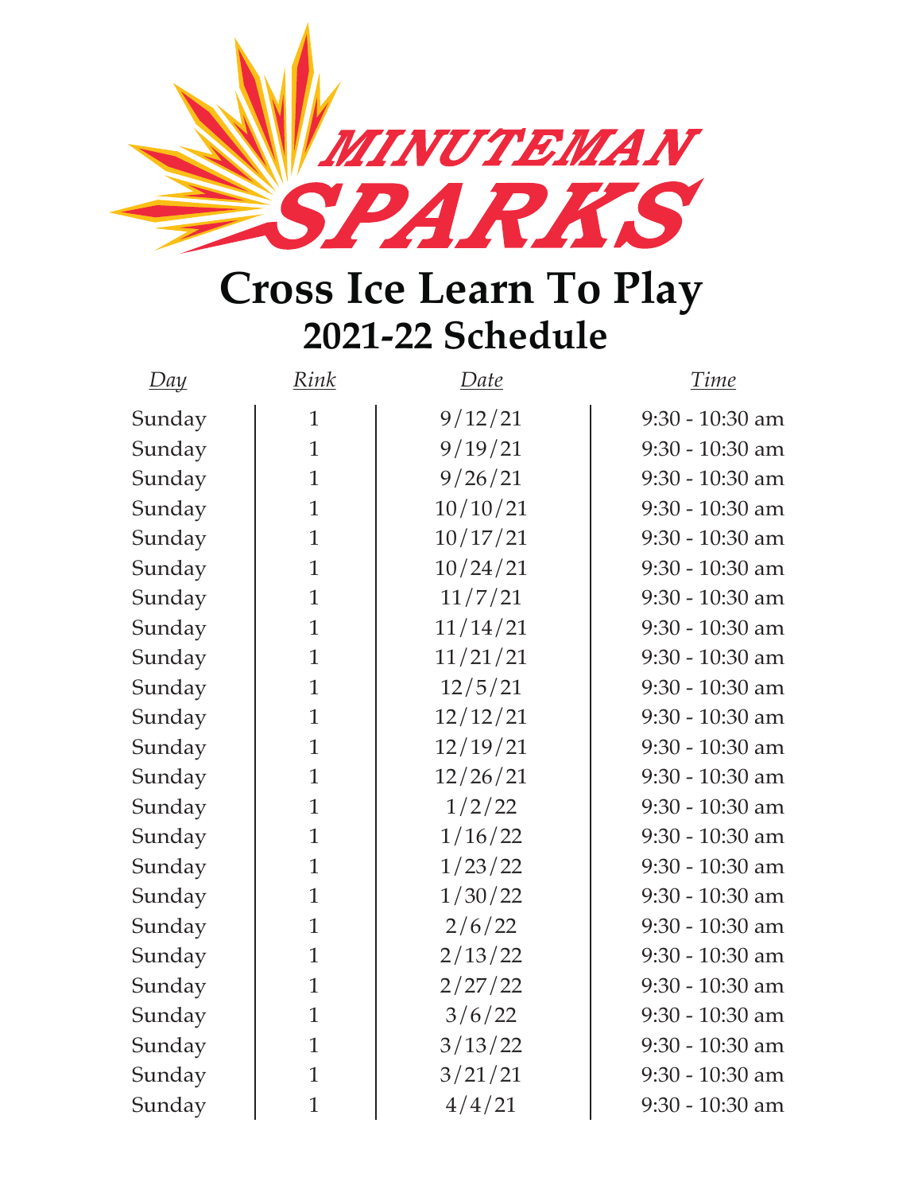MINUTEMAN SPARKS

# Cross Ice Learn To Play

## 2021-22 Schedule

| *Day* | *Rink* | *Date* | *Time* |
|---|---|---|---|
| Sunday | 1 | 9/12/21 | 9:30 - 10:30 am |
| Sunday | 1 | 9/19/21 | 9:30 - 10:30 am |
| Sunday | 1 | 9/26/21 | 9:30 - 10:30 am |
| Sunday | 1 | 10/10/21 | 9:30 - 10:30 am |
| Sunday | 1 | 10/17/21 | 9:30 - 10:30 am |
| Sunday | 1 | 10/24/21 | 9:30 - 10:30 am |
| Sunday | 1 | 11/7/21 | 9:30 - 10:30 am |
| Sunday | 1 | 11/14/21 | 9:30 - 10:30 am |
| Sunday | 1 | 11/21/21 | 9:30 - 10:30 am |
| Sunday | 1 | 12/5/21 | 9:30 - 10:30 am |
| Sunday | 1 | 12/12/21 | 9:30 - 10:30 am |
| Sunday | 1 | 12/19/21 | 9:30 - 10:30 am |
| Sunday | 1 | 12/26/21 | 9:30 - 10:30 am |
| Sunday | 1 | 1/2/22 | 9:30 - 10:30 am |
| Sunday | 1 | 1/16/22 | 9:30 - 10:30 am |
| Sunday | 1 | 1/23/22 | 9:30 - 10:30 am |
| Sunday | 1 | 1/30/22 | 9:30 - 10:30 am |
| Sunday | 1 | 2/6/22 | 9:30 - 10:30 am |
| Sunday | 1 | 2/13/22 | 9:30 - 10:30 am |
| Sunday | 1 | 2/27/22 | 9:30 - 10:30 am |
| Sunday | 1 | 3/6/22 | 9:30 - 10:30 am |
| Sunday | 1 | 3/13/22 | 9:30 - 10:30 am |
| Sunday | 1 | 3/21/21 | 9:30 - 10:30 am |
| Sunday | 1 | 4/4/21 | 9:30 - 10:30 am |